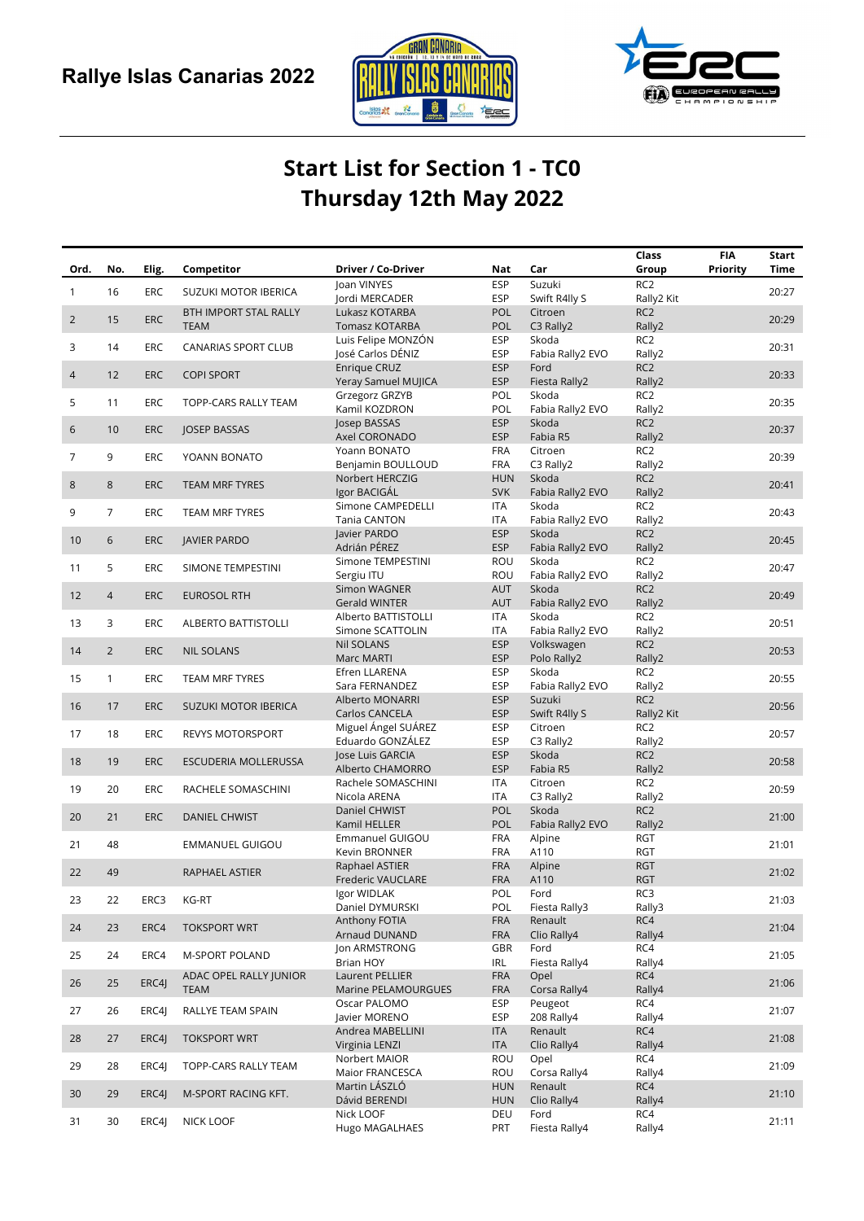Rallye Islas Canarias 2022

# Start List for Section 1 - TC0
## Thursday 12th May 2022

| Ord. | No. | Elig. | Competitor | Driver / Co-Driver | Nat | Car | Class Group | FIA Priority | Start Time |
|---|---|---|---|---|---|---|---|---|---|
| 1 | 16 | ERC | SUZUKI MOTOR IBERICA | Joan VINYES<br>Jordi MERCADER | ESP<br>ESP | Suzuki<br>Swift R4lly S | RC2<br>Rally2 Kit | | 20:27 |
| 2 | 15 | ERC | BTH IMPORT STAL RALLY TEAM | Lukasz KOTARBA<br>Tomasz KOTARBA | POL<br>POL | Citroen<br>C3 Rally2 | RC2<br>Rally2 | | 20:29 |
| 3 | 14 | ERC | CANARIAS SPORT CLUB | Luis Felipe MONZÓN<br>José Carlos DÉNIZ | ESP<br>ESP | Skoda<br>Fabia Rally2 EVO | RC2<br>Rally2 | | 20:31 |
| 4 | 12 | ERC | COPI SPORT | Enrique CRUZ<br>Yeray Samuel MUJICA | ESP<br>ESP | Ford<br>Fiesta Rally2 | RC2<br>Rally2 | | 20:33 |
| 5 | 11 | ERC | TOPP-CARS RALLY TEAM | Grzegorz GRZYB<br>Kamil KOZDRON | POL<br>POL | Skoda<br>Fabia Rally2 EVO | RC2<br>Rally2 | | 20:35 |
| 6 | 10 | ERC | JOSEP BASSAS | Josep BASSAS<br>Axel CORONADO | ESP<br>ESP | Skoda<br>Fabia R5 | RC2<br>Rally2 | | 20:37 |
| 7 | 9 | ERC | YOANN BONATO | Yoann BONATO<br>Benjamin BOULLOUD | FRA<br>FRA | Citroen<br>C3 Rally2 | RC2<br>Rally2 | | 20:39 |
| 8 | 8 | ERC | TEAM MRF TYRES | Norbert HERCZIG<br>Igor BACIGÁL | HUN<br>SVK | Skoda<br>Fabia Rally2 EVO | RC2<br>Rally2 | | 20:41 |
| 9 | 7 | ERC | TEAM MRF TYRES | Simone CAMPEDELLI<br>Tania CANTON | ITA<br>ITA | Skoda<br>Fabia Rally2 EVO | RC2<br>Rally2 | | 20:43 |
| 10 | 6 | ERC | JAVIER PARDO | Javier PARDO<br>Adrián PÉREZ | ESP<br>ESP | Skoda<br>Fabia Rally2 EVO | RC2<br>Rally2 | | 20:45 |
| 11 | 5 | ERC | SIMONE TEMPESTINI | Simone TEMPESTINI<br>Sergiu ITU | ROU<br>ROU | Skoda<br>Fabia Rally2 EVO | RC2<br>Rally2 | | 20:47 |
| 12 | 4 | ERC | EUROSOL RTH | Simon WAGNER<br>Gerald WINTER | AUT<br>AUT | Skoda<br>Fabia Rally2 EVO | RC2<br>Rally2 | | 20:49 |
| 13 | 3 | ERC | ALBERTO BATTISTOLLI | Alberto BATTISTOLLI<br>Simone SCATTOLIN | ITA<br>ITA | Skoda<br>Fabia Rally2 EVO | RC2<br>Rally2 | | 20:51 |
| 14 | 2 | ERC | NIL SOLANS | Nil SOLANS<br>Marc MARTI | ESP<br>ESP | Volkswagen<br>Polo Rally2 | RC2<br>Rally2 | | 20:53 |
| 15 | 1 | ERC | TEAM MRF TYRES | Efren LLARENA<br>Sara FERNANDEZ | ESP<br>ESP | Skoda<br>Fabia Rally2 EVO | RC2<br>Rally2 | | 20:55 |
| 16 | 17 | ERC | SUZUKI MOTOR IBERICA | Alberto MONARRI<br>Carlos CANCELA | ESP<br>ESP | Suzuki<br>Swift R4lly S | RC2<br>Rally2 Kit | | 20:56 |
| 17 | 18 | ERC | REVYS MOTORSPORT | Miguel Ángel SUÁREZ<br>Eduardo GONZÁLEZ | ESP<br>ESP | Citroen<br>C3 Rally2 | RC2<br>Rally2 | | 20:57 |
| 18 | 19 | ERC | ESCUDERIA MOLLERUSSA | Jose Luis GARCIA<br>Alberto CHAMORRO | ESP<br>ESP | Skoda<br>Fabia R5 | RC2<br>Rally2 | | 20:58 |
| 19 | 20 | ERC | RACHELE SOMASCHINI | Rachele SOMASCHINI<br>Nicola ARENA | ITA<br>ITA | Citroen<br>C3 Rally2 | RC2<br>Rally2 | | 20:59 |
| 20 | 21 | ERC | DANIEL CHWIST | Daniel CHWIST<br>Kamil HELLER | POL<br>POL | Skoda<br>Fabia Rally2 EVO | RC2<br>Rally2 | | 21:00 |
| 21 | 48 | | EMMANUEL GUIGOU | Emmanuel GUIGOU<br>Kevin BRONNER | FRA<br>FRA | Alpine<br>A110 | RGT<br>RGT | | 21:01 |
| 22 | 49 | | RAPHAEL ASTIER | Raphael ASTIER<br>Frederic VAUCLARE | FRA<br>FRA | Alpine<br>A110 | RGT<br>RGT | | 21:02 |
| 23 | 22 | ERC3 | KG-RT | Igor WIDLAK<br>Daniel DYMURSKI | POL<br>POL | Ford<br>Fiesta Rally3 | RC3<br>Rally3 | | 21:03 |
| 24 | 23 | ERC4 | TOKSPORT WRT | Anthony FOTIA<br>Arnaud DUNAND | FRA<br>FRA | Renault<br>Clio Rally4 | RC4<br>Rally4 | | 21:04 |
| 25 | 24 | ERC4 | M-SPORT POLAND | Jon ARMSTRONG<br>Brian HOY | GBR<br>IRL | Ford<br>Fiesta Rally4 | RC4<br>Rally4 | | 21:05 |
| 26 | 25 | ERC4J | ADAC OPEL RALLY JUNIOR TEAM | Laurent PELLIER<br>Marine PELAMOURGUES | FRA<br>FRA | Opel<br>Corsa Rally4 | RC4<br>Rally4 | | 21:06 |
| 27 | 26 | ERC4J | RALLYE TEAM SPAIN | Oscar PALOMO<br>Javier MORENO | ESP<br>ESP | Peugeot<br>208 Rally4 | RC4<br>Rally4 | | 21:07 |
| 28 | 27 | ERC4J | TOKSPORT WRT | Andrea MABELLINI<br>Virginia LENZI | ITA<br>ITA | Renault<br>Clio Rally4 | RC4<br>Rally4 | | 21:08 |
| 29 | 28 | ERC4J | TOPP-CARS RALLY TEAM | Norbert MAIOR<br>Maior FRANCESCA | ROU<br>ROU | Opel<br>Corsa Rally4 | RC4<br>Rally4 | | 21:09 |
| 30 | 29 | ERC4J | M-SPORT RACING KFT. | Martin LÁSZLÓ<br>Dávid BERENDI | HUN<br>HUN | Renault<br>Clio Rally4 | RC4<br>Rally4 | | 21:10 |
| 31 | 30 | ERC4J | NICK LOOF | Nick LOOF<br>Hugo MAGALHAES | DEU<br>PRT | Ford<br>Fiesta Rally4 | RC4<br>Rally4 | | 21:11 |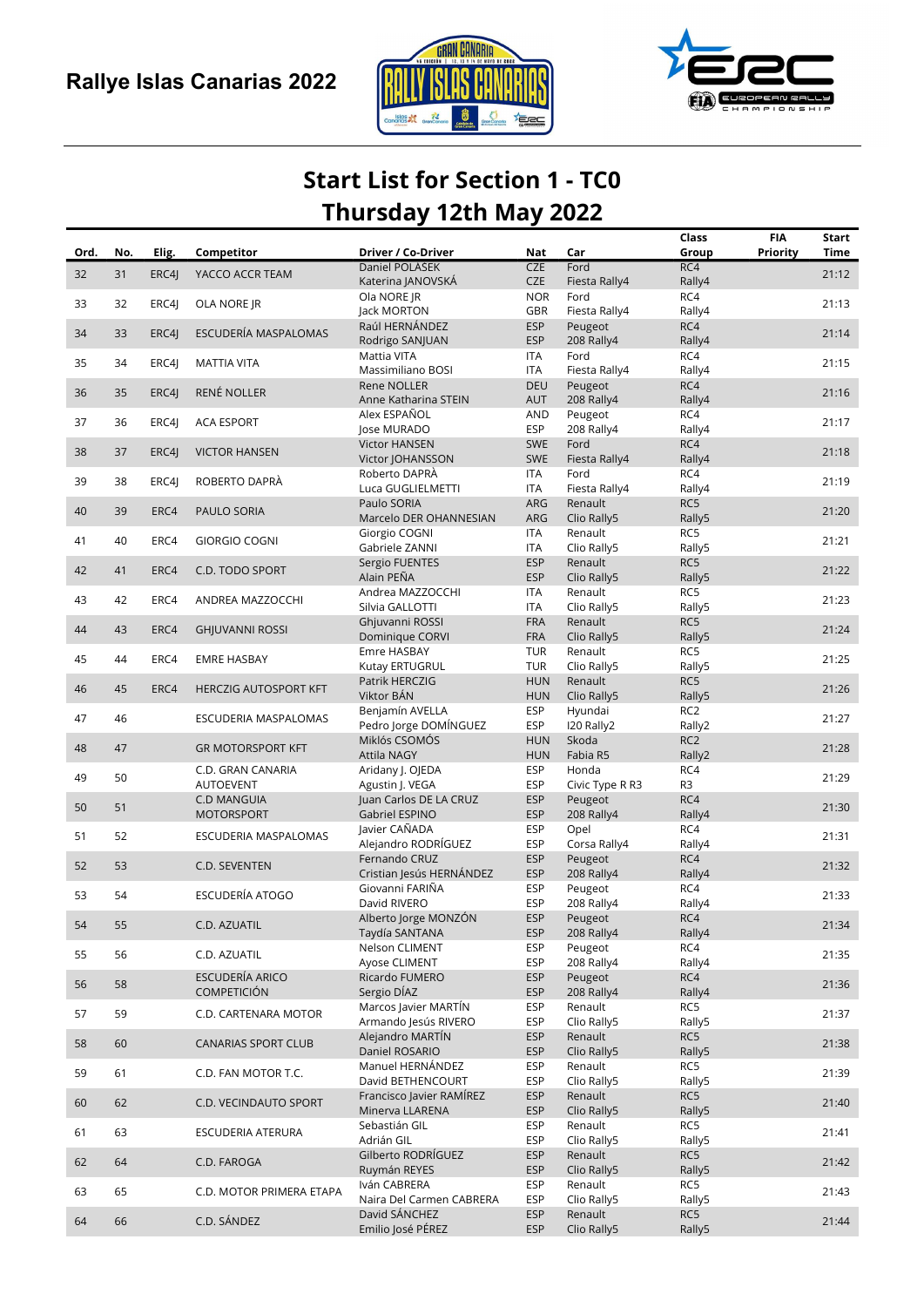Rallye Islas Canarias 2022

# Start List for Section 1 - TC0
## Thursday 12th May 2022

| Ord. | No. | Elig. | Competitor | Driver / Co-Driver | Nat | Car | Class Group | FIA Priority | Start Time |
|---|---|---|---|---|---|---|---|---|---|
| 32 | 31 | ERC4J | YACCO ACCR TEAM | Daniel POLÁSEK<br>Katerina JANOVSKÁ | CZE<br>CZE | Ford<br>Fiesta Rally4 | RC4<br>Rally4 | | 21:12 |
| 33 | 32 | ERC4J | OLA NORE JR | Ola NORE JR<br>Jack MORTON | NOR<br>GBR | Ford<br>Fiesta Rally4 | RC4<br>Rally4 | | 21:13 |
| 34 | 33 | ERC4J | ESCUDERÍA MASPALOMAS | Raúl HERNÁNDEZ<br>Rodrigo SANJUAN | ESP<br>ESP | Peugeot<br>208 Rally4 | RC4<br>Rally4 | | 21:14 |
| 35 | 34 | ERC4J | MATTIA VITA | Mattia VITA<br>Massimiliano BOSI | ITA<br>ITA | Ford<br>Fiesta Rally4 | RC4<br>Rally4 | | 21:15 |
| 36 | 35 | ERC4J | RENÉ NOLLER | Rene NOLLER<br>Anne Katharina STEIN | DEU<br>AUT | Peugeot<br>208 Rally4 | RC4<br>Rally4 | | 21:16 |
| 37 | 36 | ERC4J | ACA ESPORT | Alex ESPAÑOL<br>Jose MURADO | AND<br>ESP | Peugeot<br>208 Rally4 | RC4<br>Rally4 | | 21:17 |
| 38 | 37 | ERC4J | VICTOR HANSEN | Victor HANSEN<br>Victor JOHANSSON | SWE<br>SWE | Ford<br>Fiesta Rally4 | RC4<br>Rally4 | | 21:18 |
| 39 | 38 | ERC4J | ROBERTO DAPRÀ | Roberto DAPRÀ<br>Luca GUGLIELMETTI | ITA<br>ITA | Ford<br>Fiesta Rally4 | RC4<br>Rally4 | | 21:19 |
| 40 | 39 | ERC4 | PAULO SORIA | Paulo SORIA<br>Marcelo DER OHANNESIAN | ARG<br>ARG | Renault<br>Clio Rally5 | RC5<br>Rally5 | | 21:20 |
| 41 | 40 | ERC4 | GIORGIO COGNI | Giorgio COGNI<br>Gabriele ZANNI | ITA<br>ITA | Renault<br>Clio Rally5 | RC5<br>Rally5 | | 21:21 |
| 42 | 41 | ERC4 | C.D. TODO SPORT | Sergio FUENTES<br>Alain PEÑA | ESP<br>ESP | Renault<br>Clio Rally5 | RC5<br>Rally5 | | 21:22 |
| 43 | 42 | ERC4 | ANDREA MAZZOCCHI | Andrea MAZZOCCHI<br>Silvia GALLOTTI | ITA<br>ITA | Renault<br>Clio Rally5 | RC5<br>Rally5 | | 21:23 |
| 44 | 43 | ERC4 | GHJUVANNI ROSSI | Ghjuvanni ROSSI<br>Dominique CORVI | FRA<br>FRA | Renault<br>Clio Rally5 | RC5<br>Rally5 | | 21:24 |
| 45 | 44 | ERC4 | EMRE HASBAY | Emre HASBAY<br>Kutay ERTUGRUL | TUR<br>TUR | Renault<br>Clio Rally5 | RC5<br>Rally5 | | 21:25 |
| 46 | 45 | ERC4 | HERCZIG AUTOSPORT KFT | Patrik HERCZIG<br>Viktor BÁN | HUN<br>HUN | Renault<br>Clio Rally5 | RC5<br>Rally5 | | 21:26 |
| 47 | 46 | | ESCUDERIA MASPALOMAS | Benjamín AVELLA<br>Pedro Jorge DOMÍNGUEZ | ESP<br>ESP | Hyundai<br>I20 Rally2 | RC2<br>Rally2 | | 21:27 |
| 48 | 47 | | GR MOTORSPORT KFT | Miklós CSOMÓS<br>Attila NAGY | HUN<br>HUN | Skoda<br>Fabia R5 | RC2<br>Rally2 | | 21:28 |
| 49 | 50 | | C.D. GRAN CANARIA AUTOEVENT | Aridany J. OJEDA<br>Agustin J. VEGA | ESP<br>ESP | Honda<br>Civic Type R R3 | RC4<br>R3 | | 21:29 |
| 50 | 51 | | C.D MANGUIA MOTORSPORT | Juan Carlos DE LA CRUZ<br>Gabriel ESPINO | ESP<br>ESP | Peugeot<br>208 Rally4 | RC4<br>Rally4 | | 21:30 |
| 51 | 52 | | ESCUDERIA MASPALOMAS | Javier CAÑADA<br>Alejandro RODRÍGUEZ | ESP<br>ESP | Opel<br>Corsa Rally4 | RC4<br>Rally4 | | 21:31 |
| 52 | 53 | | C.D. SEVENTEN | Fernando CRUZ<br>Cristian Jesús HERNÁNDEZ | ESP<br>ESP | Peugeot<br>208 Rally4 | RC4<br>Rally4 | | 21:32 |
| 53 | 54 | | ESCUDERÍA ATOGO | Giovanni FARIÑA<br>David RIVERO | ESP<br>ESP | Peugeot<br>208 Rally4 | RC4<br>Rally4 | | 21:33 |
| 54 | 55 | | C.D. AZUATIL | Alberto Jorge MONZÓN<br>Taydía SANTANA | ESP<br>ESP | Peugeot<br>208 Rally4 | RC4<br>Rally4 | | 21:34 |
| 55 | 56 | | C.D. AZUATIL | Nelson CLIMENT<br>Ayose CLIMENT | ESP<br>ESP | Peugeot<br>208 Rally4 | RC4<br>Rally4 | | 21:35 |
| 56 | 58 | | ESCUDERÍA ARICO COMPETICIÓN | Ricardo FUMERO<br>Sergio DÍAZ | ESP<br>ESP | Peugeot<br>208 Rally4 | RC4<br>Rally4 | | 21:36 |
| 57 | 59 | | C.D. CARTENARA MOTOR | Marcos Javier MARTÍN<br>Armando Jesús RIVERO | ESP<br>ESP | Renault<br>Clio Rally5 | RC5<br>Rally5 | | 21:37 |
| 58 | 60 | | CANARIAS SPORT CLUB | Alejandro MARTÍN<br>Daniel ROSARIO | ESP<br>ESP | Renault<br>Clio Rally5 | RC5<br>Rally5 | | 21:38 |
| 59 | 61 | | C.D. FAN MOTOR T.C. | Manuel HERNÁNDEZ<br>David BETHENCOURT | ESP<br>ESP | Renault<br>Clio Rally5 | RC5<br>Rally5 | | 21:39 |
| 60 | 62 | | C.D. VECINDAUTO SPORT | Francisco Javier RAMÍREZ<br>Minerva LLARENA | ESP<br>ESP | Renault<br>Clio Rally5 | RC5<br>Rally5 | | 21:40 |
| 61 | 63 | | ESCUDERIA ATERURA | Sebastián GIL<br>Adrián GIL | ESP<br>ESP | Renault<br>Clio Rally5 | RC5<br>Rally5 | | 21:41 |
| 62 | 64 | | C.D. FAROGA | Gilberto RODRÍGUEZ<br>Ruymán REYES | ESP<br>ESP | Renault<br>Clio Rally5 | RC5<br>Rally5 | | 21:42 |
| 63 | 65 | | C.D. MOTOR PRIMERA ETAPA | Iván CABRERA<br>Naira Del Carmen CABRERA | ESP<br>ESP | Renault<br>Clio Rally5 | RC5<br>Rally5 | | 21:43 |
| 64 | 66 | | C.D. SÁNDEZ | David SÁNCHEZ<br>Emilio José PÉREZ | ESP<br>ESP | Renault<br>Clio Rally5 | RC5<br>Rally5 | | 21:44 |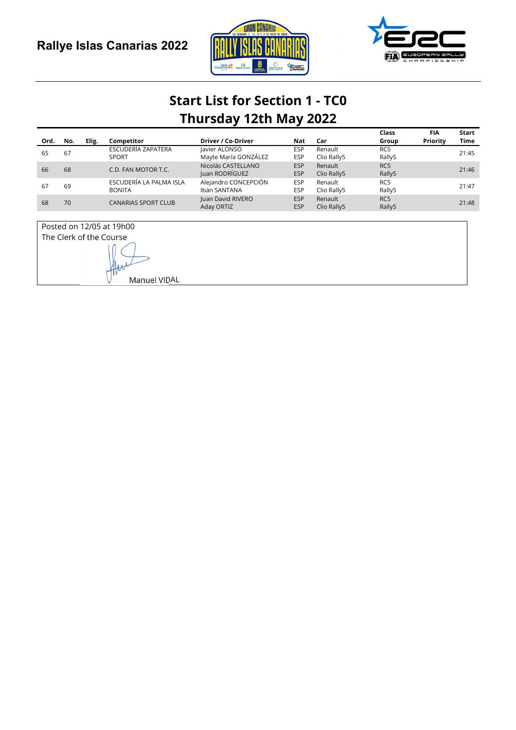Rallye Islas Canarias 2022

# Start List for Section 1 - TC0

## Thursday 12th May 2022

| Ord. | No. | Elig. | Competitor | Driver / Co-Driver | Nat | Car | Class Group | FIA Priority | Start Time |
|---|---|---|---|---|---|---|---|---|---|
| 65 | 67 | | ESCUDERÍA ZAPATERA SPORT | Javier ALONSO<br>Mayte María GONZÁLEZ | ESP<br>ESP | Renault<br>Clio Rally5 | RC5<br>Rally5 | | 21:45 |
| 66 | 68 | | C.D. FAN MOTOR T.C. | Nicolás CASTELLANO<br>Juan RODRÍGUEZ | ESP<br>ESP | Renault<br>Clio Rally5 | RC5<br>Rally5 | | 21:46 |
| 67 | 69 | | ESCUDERÍA LA PALMA ISLA BONITA | Alejandro CONCEPCIÓN<br>Ibán SANTANA | ESP<br>ESP | Renault<br>Clio Rally5 | RC5<br>Rally5 | | 21:47 |
| 68 | 70 | | CANARIAS SPORT CLUB | Juan David RIVERO<br>Aday ORTIZ | ESP<br>ESP | Renault<br>Clio Rally5 | RC5<br>Rally5 | | 21:48 |

Posted on 12/05 at 19h00
The Clerk of the Course

Manuel VIDAL